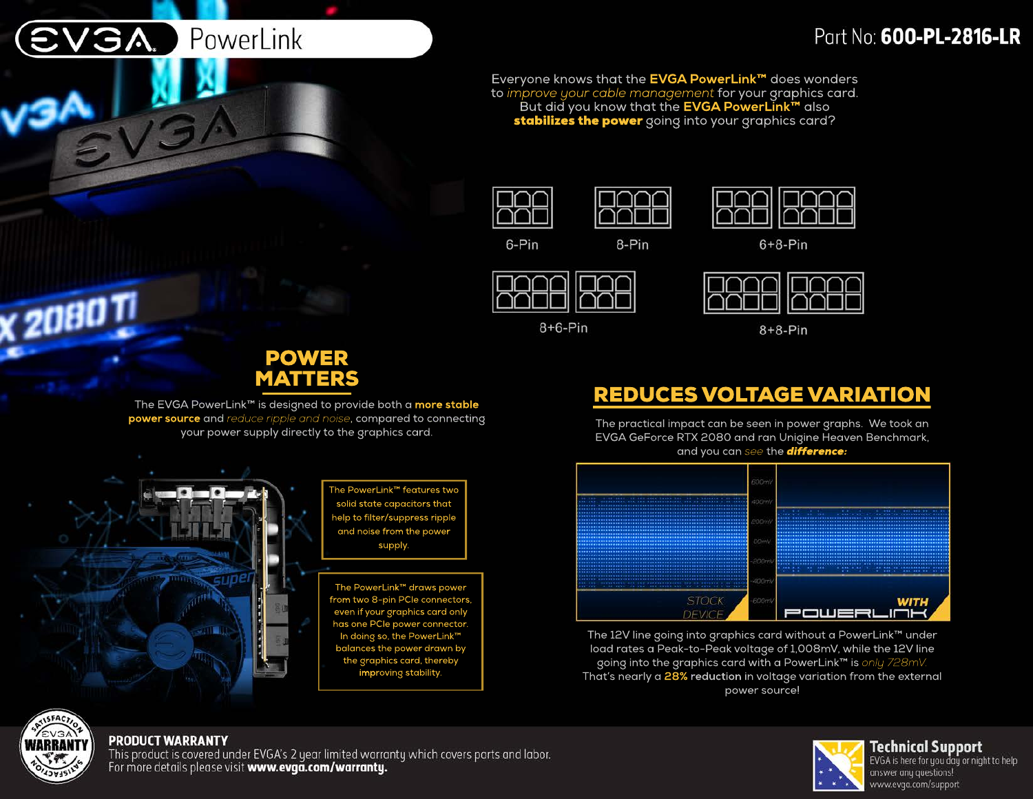# EVGA PowerLink

Part No: **600-PL-2816-LR**

Everyone knows that the **EVGA PowerLink™** does wonders to *improve your cable management* for your graphics card. But did you know that the **EVGA PowerLink™** also **stabilizes the power** going into your graphics card?

6-Pin

8-Pin

6+8-Pin

8+6-Pin

8+8-Pin

## POWER MATTERS

The EVGA PowerLink™ is designed to provide both a **more stable power source** and *reduce ripple and noise*, compared to connecting your power supply directly to the graphics card.

The PowerLink™ features two solid state capacitors that help to filter/suppress ripple and noise from the power supply.

The PowerLink™ draws power from two 8-pin PCIe connectors, even if your graphics card only has one PCIe power connector. In doing so, the PowerLink™ balances the power drawn by the graphics card, thereby improving stability.

## REDUCES VOLTAGE VARIATION

The practical impact can be seen in power graphs. We took an EVGA GeForce RTX 2080 and ran Unigine Heaven Benchmark, and you can *see* the ***difference:***

STOCK DEVICE

600mV
400mV
200mV
00mV
-200mV
-400mV
-600mV

WITH POWERLINK

The 12V line going into graphics card without a PowerLink™ under load rates a Peak-to-Peak voltage of 1,008mV, while the 12V line going into the graphics card with a PowerLink™ is *only 728mV.* That's nearly a **28% reduction** in voltage variation from the external power source!

**PRODUCT WARRANTY**

This product is covered under EVGA's 2 year limited warranty which covers parts and labor. For more details please visit **www.evga.com/warranty.**

**Technical Support**

EVGA is here for you day or night to help answer any questions! www.evga.com/support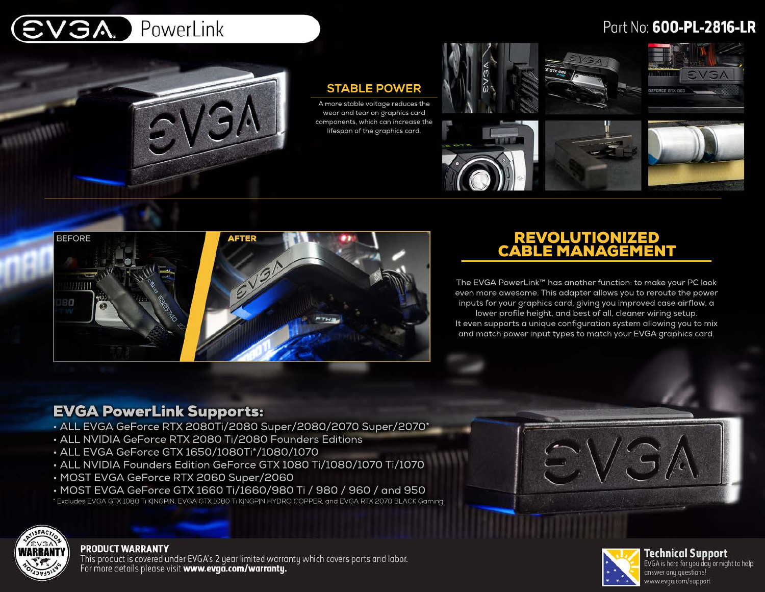# EVGA PowerLink

Part No: **600-PL-2816-LR**

## STABLE POWER

A more stable voltage reduces the wear and tear on graphics card components, which can increase the lifespan of the graphics card.

BEFORE

AFTER

## REVOLUTIONIZED CABLE MANAGEMENT

The EVGA PowerLink™ has another function: to make your PC look even more awesome. This adapter allows you to reroute the power inputs for your graphics card, giving you improved case airflow, a lower profile height, and best of all, cleaner wiring setup. It even supports a unique configuration system allowing you to mix and match power input types to match your EVGA graphics card.

## EVGA PowerLink Supports:

- ALL EVGA GeForce RTX 2080Ti/2080 Super/2080/2070 Super/2070*
- ALL NVIDIA GeForce RTX 2080 Ti/2080 Founders Editions
- ALL EVGA GeForce GTX 1650/1080Ti*/1080/1070
- ALL NVIDIA Founders Edition GeForce GTX 1080 Ti/1080/1070 Ti/1070
- MOST EVGA GeForce RTX 2060 Super/2060
- MOST EVGA GeForce GTX 1660 Ti/1660/980 Ti / 980 / 960 / and 950

* Excludes EVGA GTX 1080 Ti K|NGP|N, EVGA GTX 1080 Ti K|NGP|N HYDRO COPPER, and EVGA RTX 2070 BLACK Gaming

**PRODUCT WARRANTY**
This product is covered under EVGA's 2 year limited warranty which covers parts and labor.
For more details please visit **www.evga.com/warranty.**

**Technical Support**
EVGA is here for you day or night to help answer any questions!
www.evga.com/support